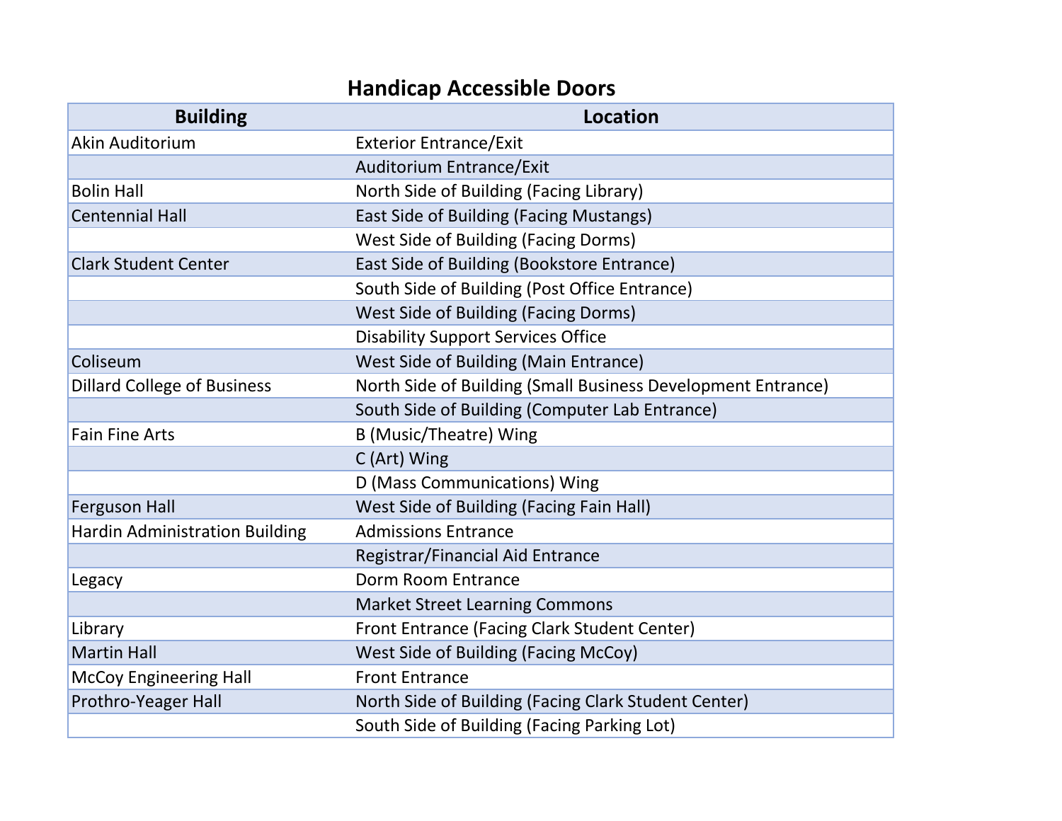# Handicap Accessible Doors

| Building | Location |
|---|---|
| Akin Auditorium | Exterior Entrance/Exit |
| | Auditorium Entrance/Exit |
| Bolin Hall | North Side of Building (Facing Library) |
| Centennial Hall | East Side of Building (Facing Mustangs) |
| | West Side of Building (Facing Dorms) |
| Clark Student Center | East Side of Building (Bookstore Entrance) |
| | South Side of Building (Post Office Entrance) |
| | West Side of Building (Facing Dorms) |
| | Disability Support Services Office |
| Coliseum | West Side of Building (Main Entrance) |
| Dillard College of Business | North Side of Building (Small Business Development Entrance) |
| | South Side of Building (Computer Lab Entrance) |
| Fain Fine Arts | B (Music/Theatre) Wing |
| | C (Art) Wing |
| | D (Mass Communications) Wing |
| Ferguson Hall | West Side of Building (Facing Fain Hall) |
| Hardin Administration Building | Admissions Entrance |
| | Registrar/Financial Aid Entrance |
| Legacy | Dorm Room Entrance |
| | Market Street Learning Commons |
| Library | Front Entrance (Facing Clark Student Center) |
| Martin Hall | West Side of Building (Facing McCoy) |
| McCoy Engineering Hall | Front Entrance |
| Prothro-Yeager Hall | North Side of Building (Facing Clark Student Center) |
| | South Side of Building (Facing Parking Lot) |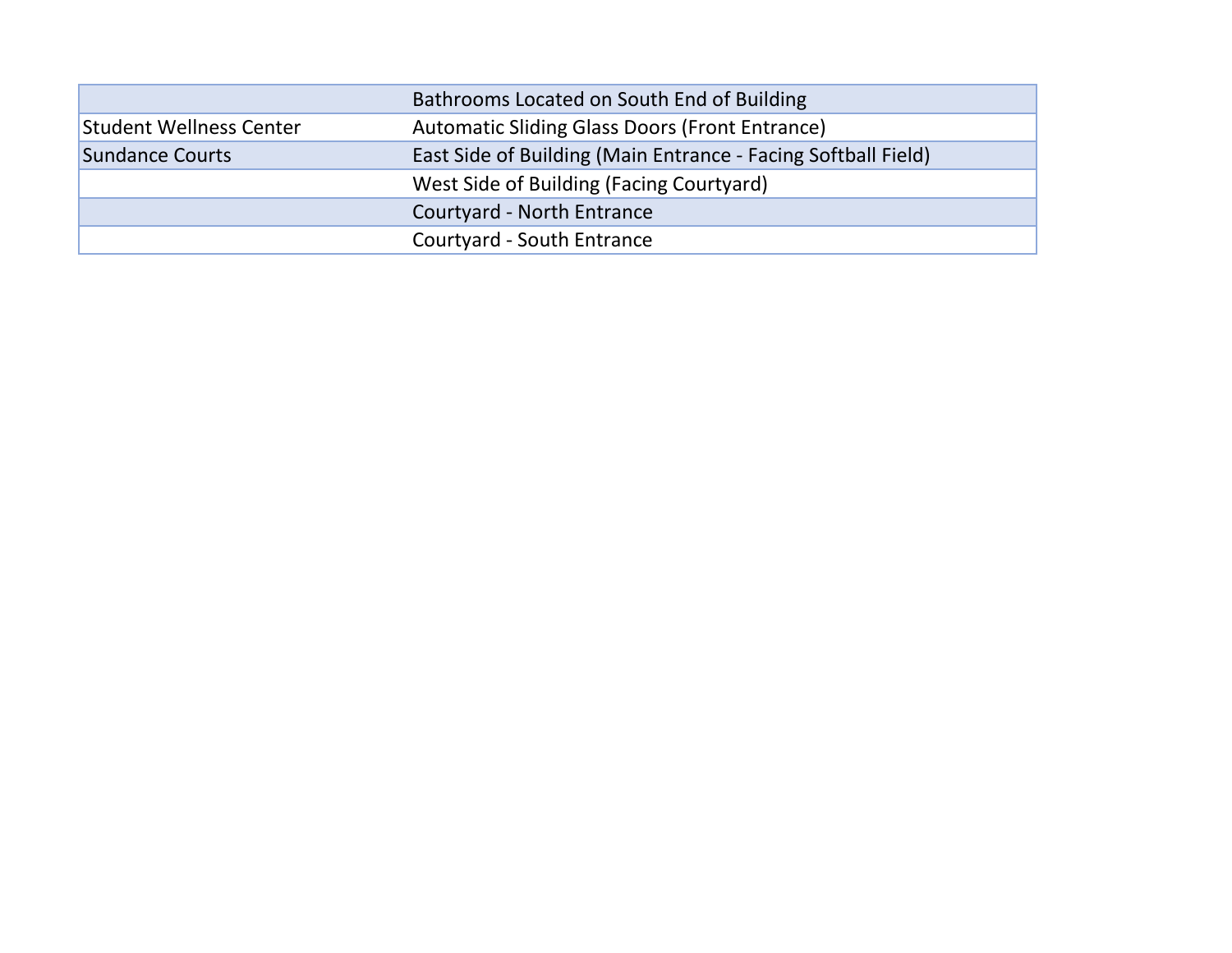| | |
|---|---|
| | Bathrooms Located on South End of Building |
| Student Wellness Center | Automatic Sliding Glass Doors (Front Entrance) |
| Sundance Courts | East Side of Building (Main Entrance - Facing Softball Field) |
| | West Side of Building (Facing Courtyard) |
| | Courtyard - North Entrance |
| | Courtyard - South Entrance |